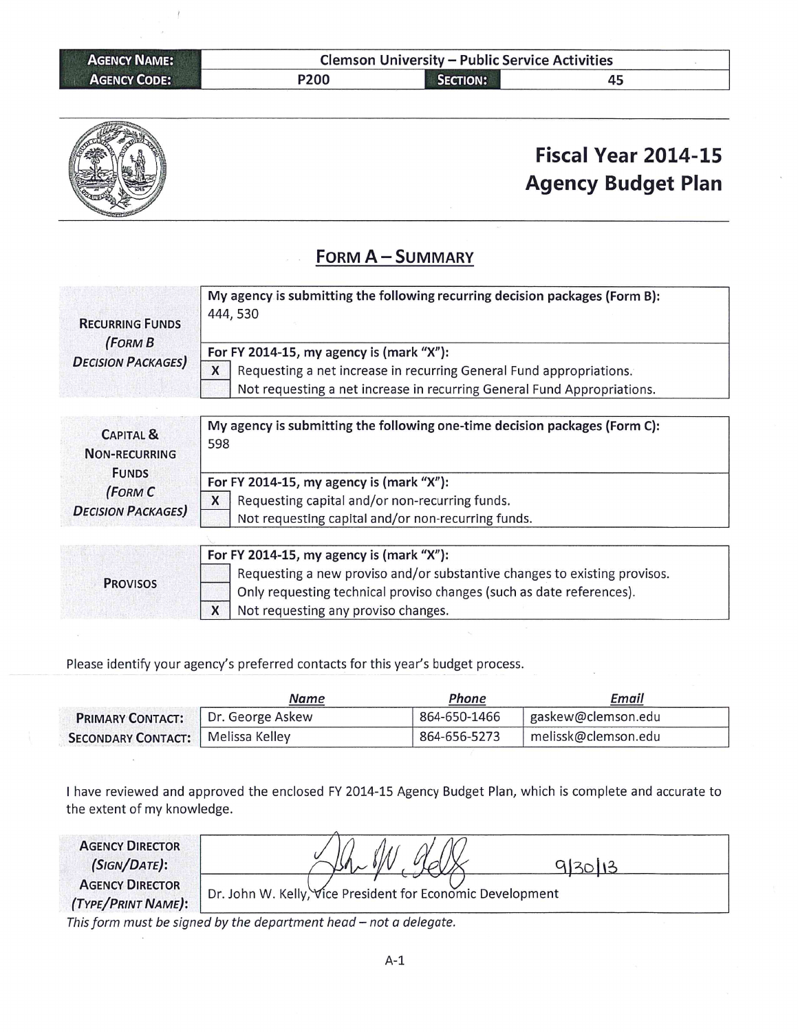| AGENCY NAME: | Clemson University – Public Service Activities | | |
|---|---|---|---|
| AGENCY CODE: | P200 | SECTION: | 45 |

# Fiscal Year 2014-15 Agency Budget Plan

## FORM A – SUMMARY

| RECURRING FUNDS (FORM B DECISION PACKAGES) | My agency is submitting the following recurring decision packages (Form B): 444, 530 |
|---|---|
| | For FY 2014-15, my agency is (mark "X"): |
| | [X] Requesting a net increase in recurring General Fund appropriations. |
| | [ ] Not requesting a net increase in recurring General Fund Appropriations. |

| CAPITAL & NON-RECURRING FUNDS (FORM C DECISION PACKAGES) | My agency is submitting the following one-time decision packages (Form C): 598 |
|---|---|
| | For FY 2014-15, my agency is (mark "X"): |
| | [X] Requesting capital and/or non-recurring funds. |
| | [ ] Not requesting capital and/or non-recurring funds. |

| PROVISOS | For FY 2014-15, my agency is (mark "X"): |
|---|---|
| | [ ] Requesting a new proviso and/or substantive changes to existing provisos. |
| | [ ] Only requesting technical proviso changes (such as date references). |
| | [X] Not requesting any proviso changes. |

Please identify your agency's preferred contacts for this year's budget process.

| | *Name* | *Phone* | *Email* |
|---|---|---|---|
| PRIMARY CONTACT: | Dr. George Askew | 864-650-1466 | gaskew@clemson.edu |
| SECONDARY CONTACT: | Melissa Kelley | 864-656-5273 | melissk@clemson.edu |

I have reviewed and approved the enclosed FY 2014-15 Agency Budget Plan, which is complete and accurate to the extent of my knowledge.

| AGENCY DIRECTOR (SIGN/DATE): | [signature] 9/30/13 |
|---|---|
| AGENCY DIRECTOR (TYPE/PRINT NAME): | Dr. John W. Kelly, Vice President for Economic Development |

*This form must be signed by the department head – not a delegate.*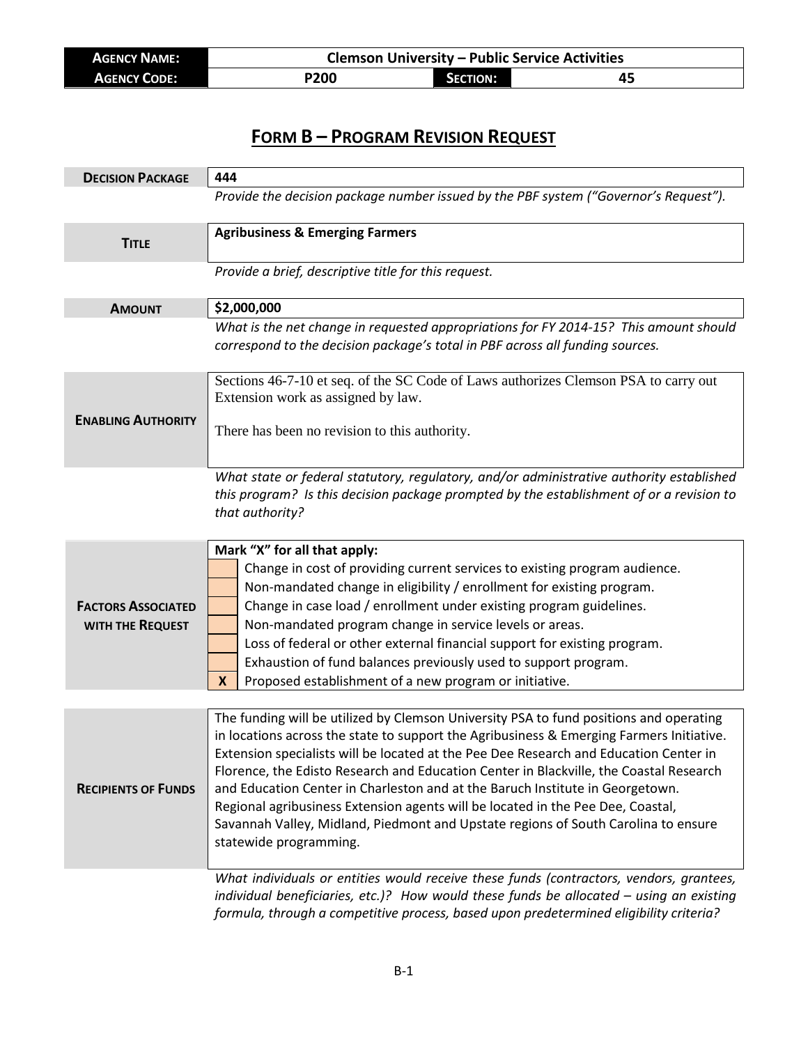| **AGENCY NAME:** | Clemson University – Public Service Activities | | |
|---|---|---|---|
| **AGENCY CODE:** | P200 | **SECTION:** | 45 |

# FORM B – PROGRAM REVISION REQUEST

| | |
|---|---|
| **DECISION PACKAGE** | **444** |
| | *Provide the decision package number issued by the PBF system ("Governor's Request").* |
| **TITLE** | **Agribusiness & Emerging Farmers** |
| | *Provide a brief, descriptive title for this request.* |
| **AMOUNT** | **$2,000,000** |
| | *What is the net change in requested appropriations for FY 2014-15? This amount should correspond to the decision package's total in PBF across all funding sources.* |
| **ENABLING AUTHORITY** | Sections 46-7-10 et seq. of the SC Code of Laws authorizes Clemson PSA to carry out Extension work as assigned by law.<br><br>There has been no revision to this authority. |
| | *What state or federal statutory, regulatory, and/or administrative authority established this program? Is this decision package prompted by the establishment of or a revision to that authority?* |

**FACTORS ASSOCIATED WITH THE REQUEST**

**Mark "X" for all that apply:**

| | |
|---|---|
| | Change in cost of providing current services to existing program audience. |
| | Non-mandated change in eligibility / enrollment for existing program. |
| | Change in case load / enrollment under existing program guidelines. |
| | Non-mandated program change in service levels or areas. |
| | Loss of federal or other external financial support for existing program. |
| | Exhaustion of fund balances previously used to support program. |
| **X** | Proposed establishment of a new program or initiative. |

| | |
|---|---|
| **RECIPIENTS OF FUNDS** | The funding will be utilized by Clemson University PSA to fund positions and operating in locations across the state to support the Agribusiness & Emerging Farmers Initiative. Extension specialists will be located at the Pee Dee Research and Education Center in Florence, the Edisto Research and Education Center in Blackville, the Coastal Research and Education Center in Charleston and at the Baruch Institute in Georgetown. Regional agribusiness Extension agents will be located in the Pee Dee, Coastal, Savannah Valley, Midland, Piedmont and Upstate regions of South Carolina to ensure statewide programming. |
| | *What individuals or entities would receive these funds (contractors, vendors, grantees, individual beneficiaries, etc.)? How would these funds be allocated – using an existing formula, through a competitive process, based upon predetermined eligibility criteria?* |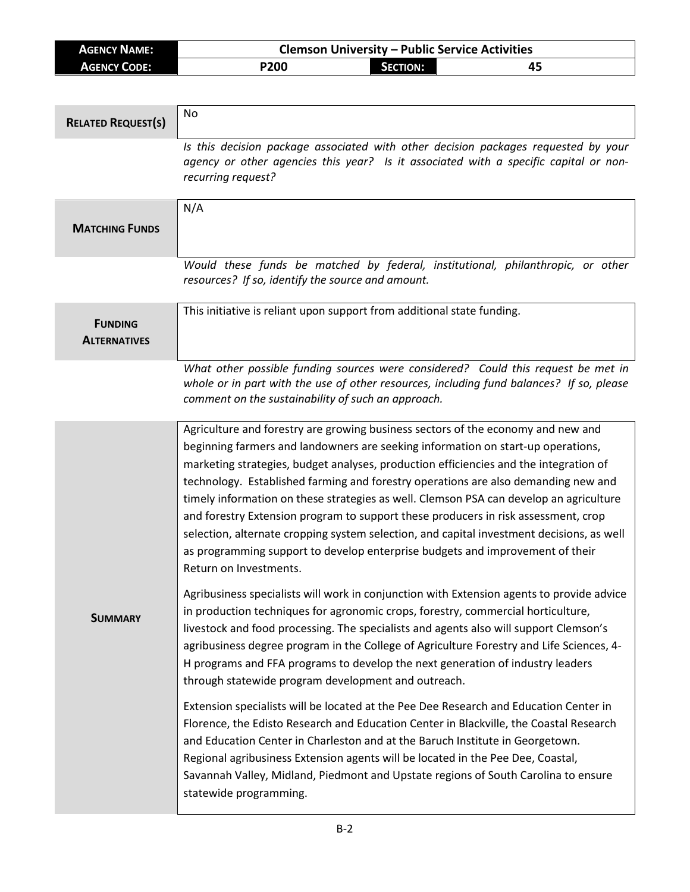| **Agency Name:** | Clemson University – Public Service Activities | | |
|---|---|---|---|
| **Agency Code:** | P200 | **Section:** | 45 |

| | |
|---|---|
| **Related Request(s)** | No |
| | *Is this decision package associated with other decision packages requested by your agency or other agencies this year? Is it associated with a specific capital or non-recurring request?* |
| **Matching Funds** | N/A |
| | *Would these funds be matched by federal, institutional, philanthropic, or other resources? If so, identify the source and amount.* |
| **Funding Alternatives** | This initiative is reliant upon support from additional state funding. |
| | *What other possible funding sources were considered? Could this request be met in whole or in part with the use of other resources, including fund balances? If so, please comment on the sustainability of such an approach.* |
| **Summary** | Agriculture and forestry are growing business sectors of the economy and new and beginning farmers and landowners are seeking information on start-up operations, marketing strategies, budget analyses, production efficiencies and the integration of technology. Established farming and forestry operations are also demanding new and timely information on these strategies as well. Clemson PSA can develop an agriculture and forestry Extension program to support these producers in risk assessment, crop selection, alternate cropping system selection, and capital investment decisions, as well as programming support to develop enterprise budgets and improvement of their Return on Investments.<br><br>Agribusiness specialists will work in conjunction with Extension agents to provide advice in production techniques for agronomic crops, forestry, commercial horticulture, livestock and food processing. The specialists and agents also will support Clemson's agribusiness degree program in the College of Agriculture Forestry and Life Sciences, 4-H programs and FFA programs to develop the next generation of industry leaders through statewide program development and outreach.<br><br>Extension specialists will be located at the Pee Dee Research and Education Center in Florence, the Edisto Research and Education Center in Blackville, the Coastal Research and Education Center in Charleston and at the Baruch Institute in Georgetown. Regional agribusiness Extension agents will be located in the Pee Dee, Coastal, Savannah Valley, Midland, Piedmont and Upstate regions of South Carolina to ensure statewide programming. |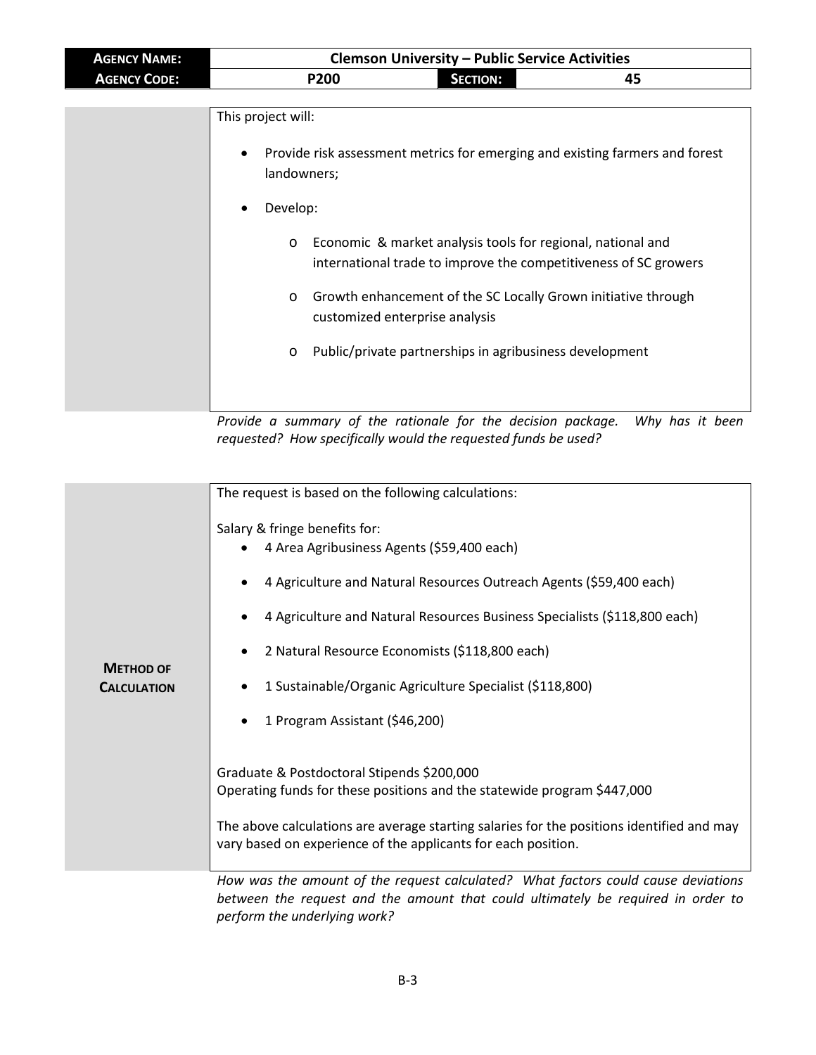| **AGENCY NAME:** | **Clemson University – Public Service Activities** | | |
|---|---|---|---|
| **AGENCY CODE:** | **P200** | **SECTION:** | **45** |

This project will:

- Provide risk assessment metrics for emerging and existing farmers and forest landowners;
- Develop:
  - Economic & market analysis tools for regional, national and international trade to improve the competitiveness of SC growers
  - Growth enhancement of the SC Locally Grown initiative through customized enterprise analysis
  - Public/private partnerships in agribusiness development

*Provide a summary of the rationale for the decision package. Why has it been requested? How specifically would the requested funds be used?*

**METHOD OF CALCULATION**

The request is based on the following calculations:

Salary & fringe benefits for:

- 4 Area Agribusiness Agents ($59,400 each)
- 4 Agriculture and Natural Resources Outreach Agents ($59,400 each)
- 4 Agriculture and Natural Resources Business Specialists ($118,800 each)
- 2 Natural Resource Economists ($118,800 each)
- 1 Sustainable/Organic Agriculture Specialist ($118,800)
- 1 Program Assistant ($46,200)

Graduate & Postdoctoral Stipends $200,000
Operating funds for these positions and the statewide program $447,000

The above calculations are average starting salaries for the positions identified and may vary based on experience of the applicants for each position.

*How was the amount of the request calculated? What factors could cause deviations between the request and the amount that could ultimately be required in order to perform the underlying work?*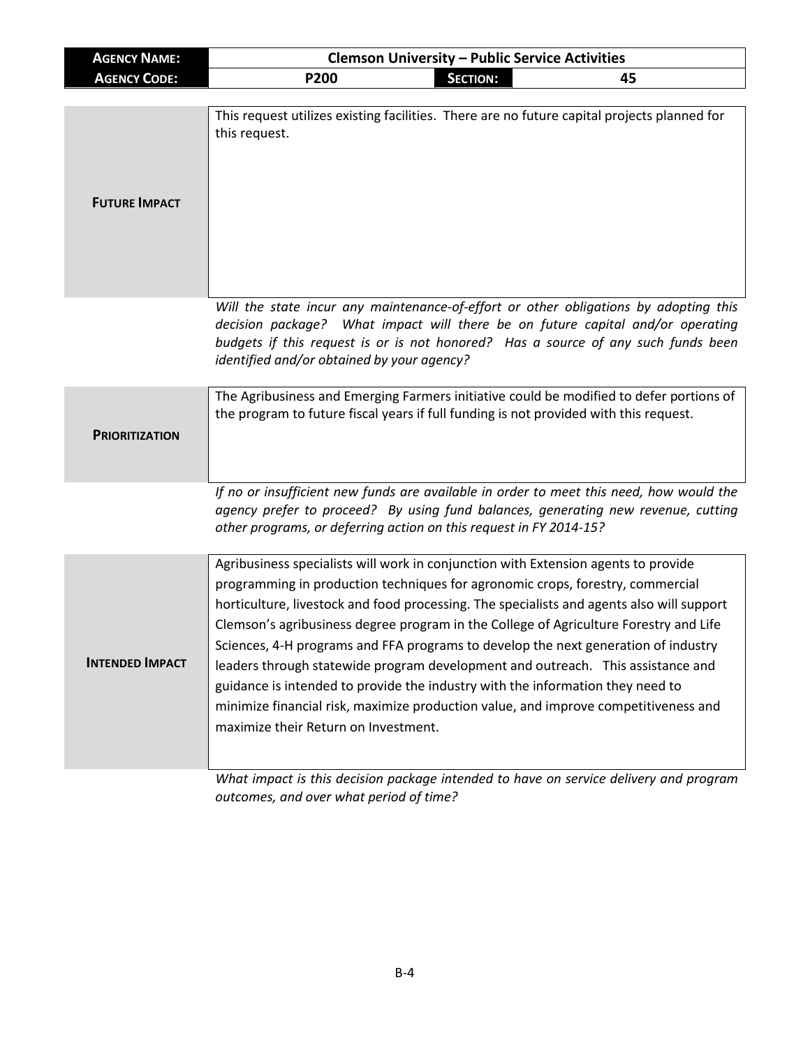| **AGENCY NAME:** | **Clemson University – Public Service Activities** | | |
|---|---|---|---|
| **AGENCY CODE:** | **P200** | **SECTION:** | **45** |

| | |
|---|---|
| **FUTURE IMPACT** | This request utilizes existing facilities. There are no future capital projects planned for this request. |

*Will the state incur any maintenance-of-effort or other obligations by adopting this decision package? What impact will there be on future capital and/or operating budgets if this request is or is not honored? Has a source of any such funds been identified and/or obtained by your agency?*

| | |
|---|---|
| **PRIORITIZATION** | The Agribusiness and Emerging Farmers initiative could be modified to defer portions of the program to future fiscal years if full funding is not provided with this request. |

*If no or insufficient new funds are available in order to meet this need, how would the agency prefer to proceed? By using fund balances, generating new revenue, cutting other programs, or deferring action on this request in FY 2014-15?*

| | |
|---|---|
| **INTENDED IMPACT** | Agribusiness specialists will work in conjunction with Extension agents to provide programming in production techniques for agronomic crops, forestry, commercial horticulture, livestock and food processing. The specialists and agents also will support Clemson's agribusiness degree program in the College of Agriculture Forestry and Life Sciences, 4-H programs and FFA programs to develop the next generation of industry leaders through statewide program development and outreach. This assistance and guidance is intended to provide the industry with the information they need to minimize financial risk, maximize production value, and improve competitiveness and maximize their Return on Investment. |

*What impact is this decision package intended to have on service delivery and program outcomes, and over what period of time?*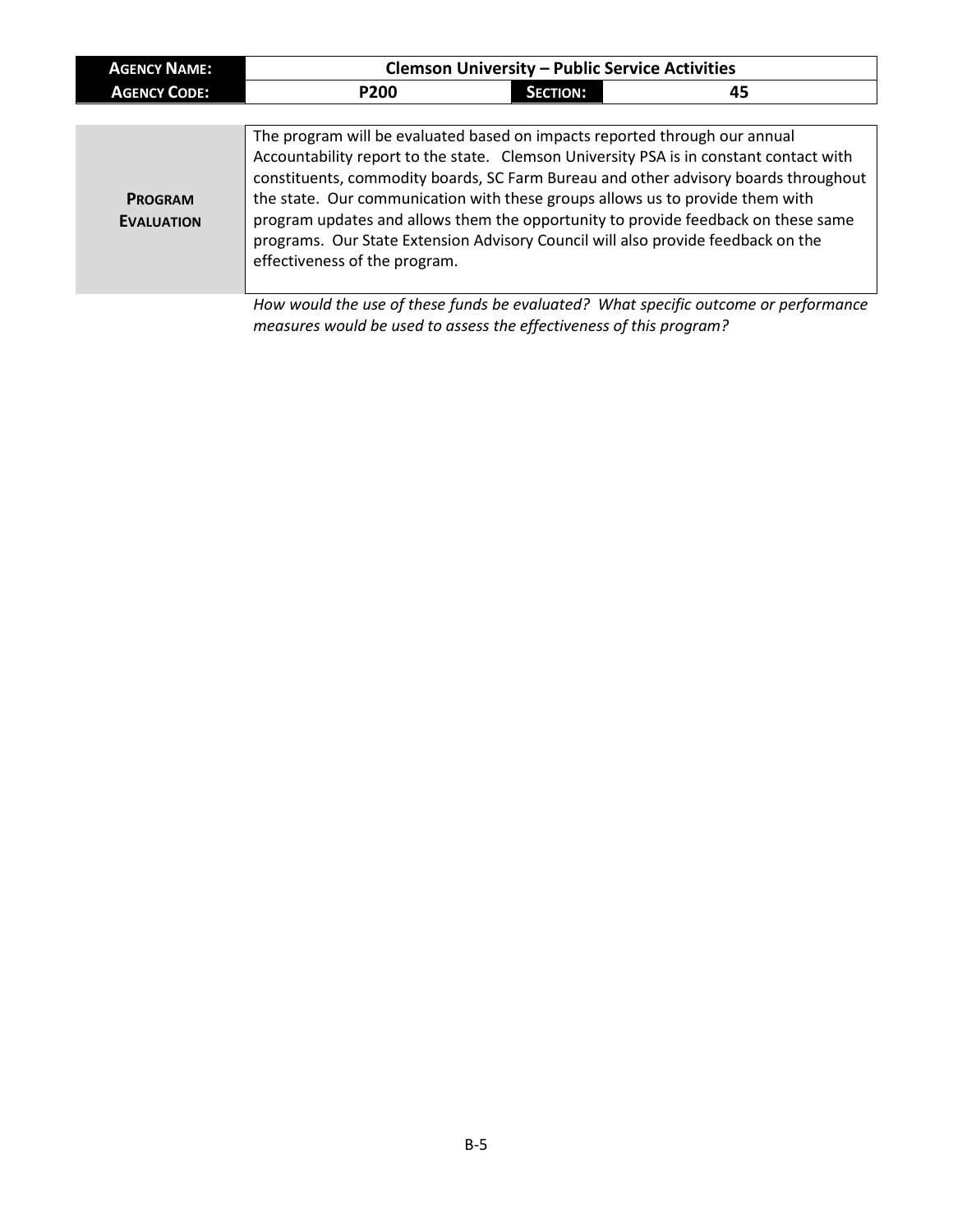| **AGENCY NAME:** | **Clemson University – Public Service Activities** | | |
|---|---|---|---|
| **AGENCY CODE:** | **P200** | **SECTION:** | **45** |

| | |
|---|---|
| **PROGRAM EVALUATION** | The program will be evaluated based on impacts reported through our annual Accountability report to the state. Clemson University PSA is in constant contact with constituents, commodity boards, SC Farm Bureau and other advisory boards throughout the state. Our communication with these groups allows us to provide them with program updates and allows them the opportunity to provide feedback on these same programs. Our State Extension Advisory Council will also provide feedback on the effectiveness of the program. |

*How would the use of these funds be evaluated? What specific outcome or performance measures would be used to assess the effectiveness of this program?*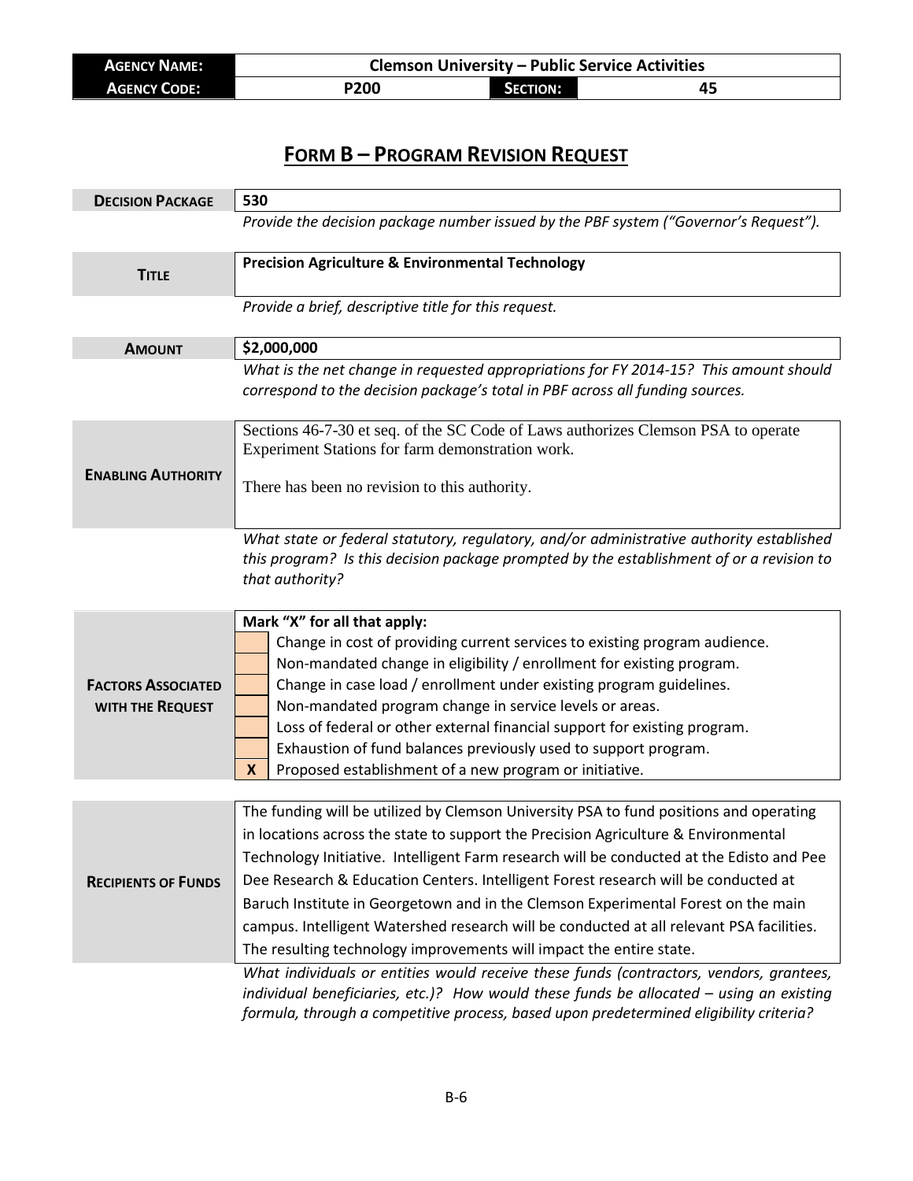| **AGENCY NAME:** | Clemson University – Public Service Activities | | |
|---|---|---|---|
| **AGENCY CODE:** | P200 | **SECTION:** | 45 |

# FORM B – PROGRAM REVISION REQUEST

| | |
|---|---|
| **DECISION PACKAGE** | 530 |
| | *Provide the decision package number issued by the PBF system ("Governor's Request").* |
| **TITLE** | **Precision Agriculture & Environmental Technology** |
| | *Provide a brief, descriptive title for this request.* |
| **AMOUNT** | **$2,000,000** |
| | *What is the net change in requested appropriations for FY 2014-15? This amount should correspond to the decision package's total in PBF across all funding sources.* |
| **ENABLING AUTHORITY** | Sections 46-7-30 et seq. of the SC Code of Laws authorizes Clemson PSA to operate Experiment Stations for farm demonstration work.<br><br>There has been no revision to this authority. |
| | *What state or federal statutory, regulatory, and/or administrative authority established this program? Is this decision package prompted by the establishment of or a revision to that authority?* |
| **FACTORS ASSOCIATED WITH THE REQUEST** | **Mark "X" for all that apply:**<br>[ ] Change in cost of providing current services to existing program audience.<br>[ ] Non-mandated change in eligibility / enrollment for existing program.<br>[ ] Change in case load / enrollment under existing program guidelines.<br>[ ] Non-mandated program change in service levels or areas.<br>[ ] Loss of federal or other external financial support for existing program.<br>[ ] Exhaustion of fund balances previously used to support program.<br>[X] Proposed establishment of a new program or initiative. |
| **RECIPIENTS OF FUNDS** | The funding will be utilized by Clemson University PSA to fund positions and operating in locations across the state to support the Precision Agriculture & Environmental Technology Initiative. Intelligent Farm research will be conducted at the Edisto and Pee Dee Research & Education Centers. Intelligent Forest research will be conducted at Baruch Institute in Georgetown and in the Clemson Experimental Forest on the main campus. Intelligent Watershed research will be conducted at all relevant PSA facilities. The resulting technology improvements will impact the entire state. |
| | *What individuals or entities would receive these funds (contractors, vendors, grantees, individual beneficiaries, etc.)? How would these funds be allocated – using an existing formula, through a competitive process, based upon predetermined eligibility criteria?* |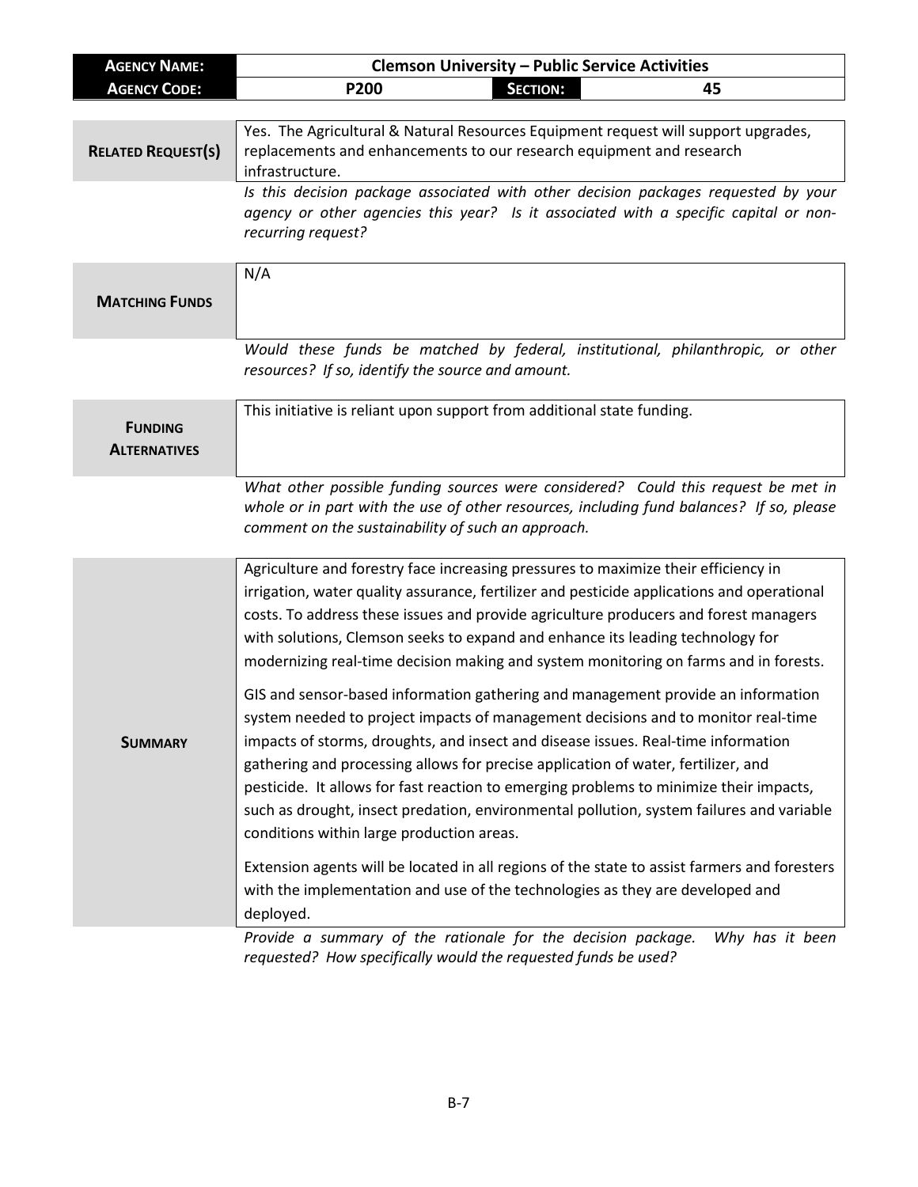| **AGENCY NAME:** | **Clemson University – Public Service Activities** | | |
|---|---|---|---|
| **AGENCY CODE:** | **P200** | **SECTION:** | **45** |

| | |
|---|---|
| **RELATED REQUEST(S)** | Yes. The Agricultural & Natural Resources Equipment request will support upgrades, replacements and enhancements to our research equipment and research infrastructure. |
| | *Is this decision package associated with other decision packages requested by your agency or other agencies this year? Is it associated with a specific capital or non-recurring request?* |
| **MATCHING FUNDS** | N/A |
| | *Would these funds be matched by federal, institutional, philanthropic, or other resources? If so, identify the source and amount.* |
| **FUNDING ALTERNATIVES** | This initiative is reliant upon support from additional state funding. |
| | *What other possible funding sources were considered? Could this request be met in whole or in part with the use of other resources, including fund balances? If so, please comment on the sustainability of such an approach.* |
| **SUMMARY** | Agriculture and forestry face increasing pressures to maximize their efficiency in irrigation, water quality assurance, fertilizer and pesticide applications and operational costs. To address these issues and provide agriculture producers and forest managers with solutions, Clemson seeks to expand and enhance its leading technology for modernizing real-time decision making and system monitoring on farms and in forests.<br><br>GIS and sensor-based information gathering and management provide an information system needed to project impacts of management decisions and to monitor real-time impacts of storms, droughts, and insect and disease issues. Real-time information gathering and processing allows for precise application of water, fertilizer, and pesticide. It allows for fast reaction to emerging problems to minimize their impacts, such as drought, insect predation, environmental pollution, system failures and variable conditions within large production areas.<br><br>Extension agents will be located in all regions of the state to assist farmers and foresters with the implementation and use of the technologies as they are developed and deployed. |
| | *Provide a summary of the rationale for the decision package. Why has it been requested? How specifically would the requested funds be used?* |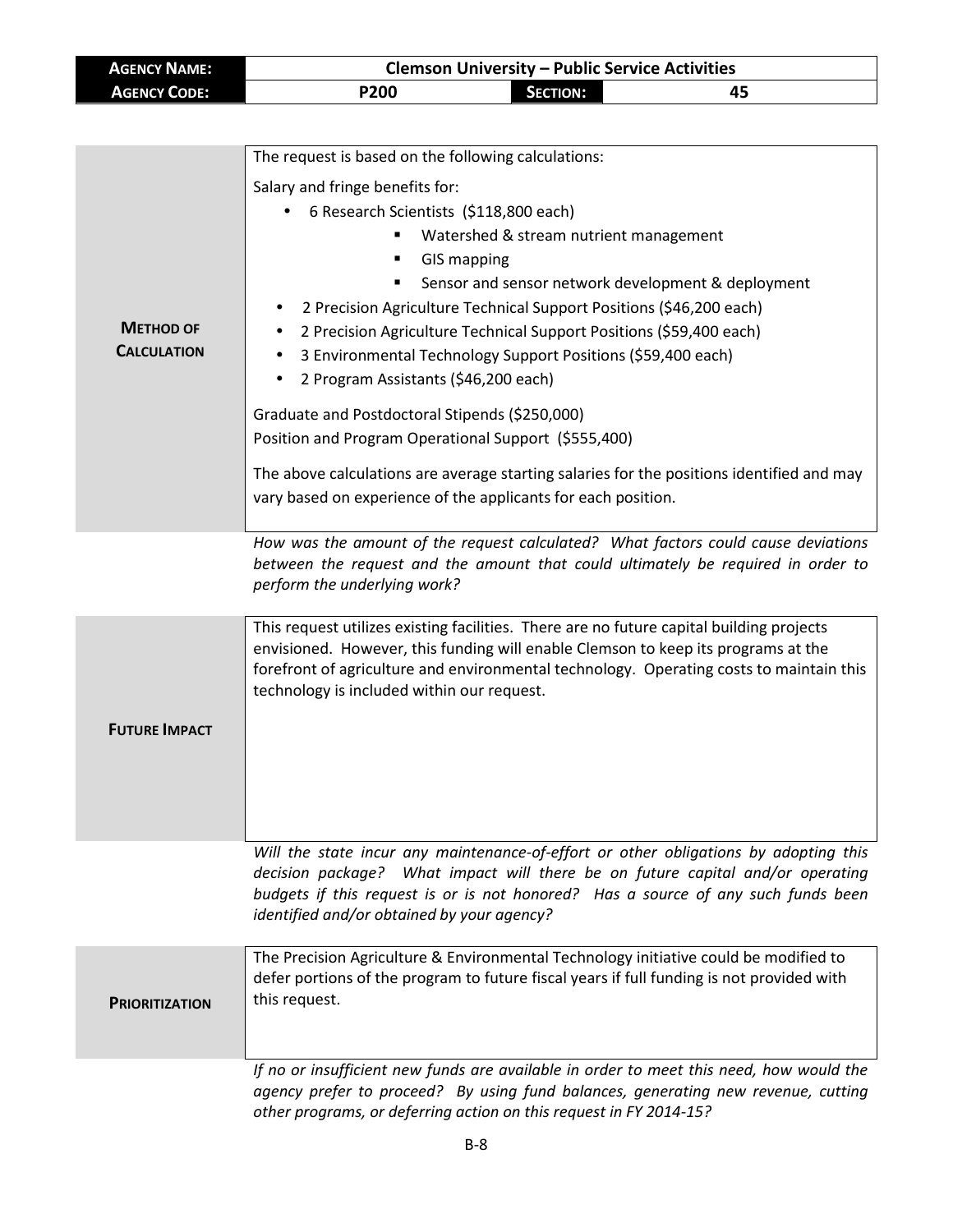| **AGENCY NAME:** | Clemson University – Public Service Activities | | |
|---|---|---|---|
| **AGENCY CODE:** | P200 | **SECTION:** | 45 |

| | |
|---|---|
| **METHOD OF CALCULATION** | The request is based on the following calculations:<br><br>Salary and fringe benefits for:<br>• 6 Research Scientists ($118,800 each)<br>  ▪ Watershed & stream nutrient management<br>  ▪ GIS mapping<br>  ▪ Sensor and sensor network development & deployment<br>• 2 Precision Agriculture Technical Support Positions ($46,200 each)<br>• 2 Precision Agriculture Technical Support Positions ($59,400 each)<br>• 3 Environmental Technology Support Positions ($59,400 each)<br>• 2 Program Assistants ($46,200 each)<br><br>Graduate and Postdoctoral Stipends ($250,000)<br>Position and Program Operational Support ($555,400)<br><br>The above calculations are average starting salaries for the positions identified and may vary based on experience of the applicants for each position. |

*How was the amount of the request calculated? What factors could cause deviations between the request and the amount that could ultimately be required in order to perform the underlying work?*

| | |
|---|---|
| **FUTURE IMPACT** | This request utilizes existing facilities. There are no future capital building projects envisioned. However, this funding will enable Clemson to keep its programs at the forefront of agriculture and environmental technology. Operating costs to maintain this technology is included within our request. |

*Will the state incur any maintenance-of-effort or other obligations by adopting this decision package? What impact will there be on future capital and/or operating budgets if this request is or is not honored? Has a source of any such funds been identified and/or obtained by your agency?*

| | |
|---|---|
| **PRIORITIZATION** | The Precision Agriculture & Environmental Technology initiative could be modified to defer portions of the program to future fiscal years if full funding is not provided with this request. |

*If no or insufficient new funds are available in order to meet this need, how would the agency prefer to proceed? By using fund balances, generating new revenue, cutting other programs, or deferring action on this request in FY 2014-15?*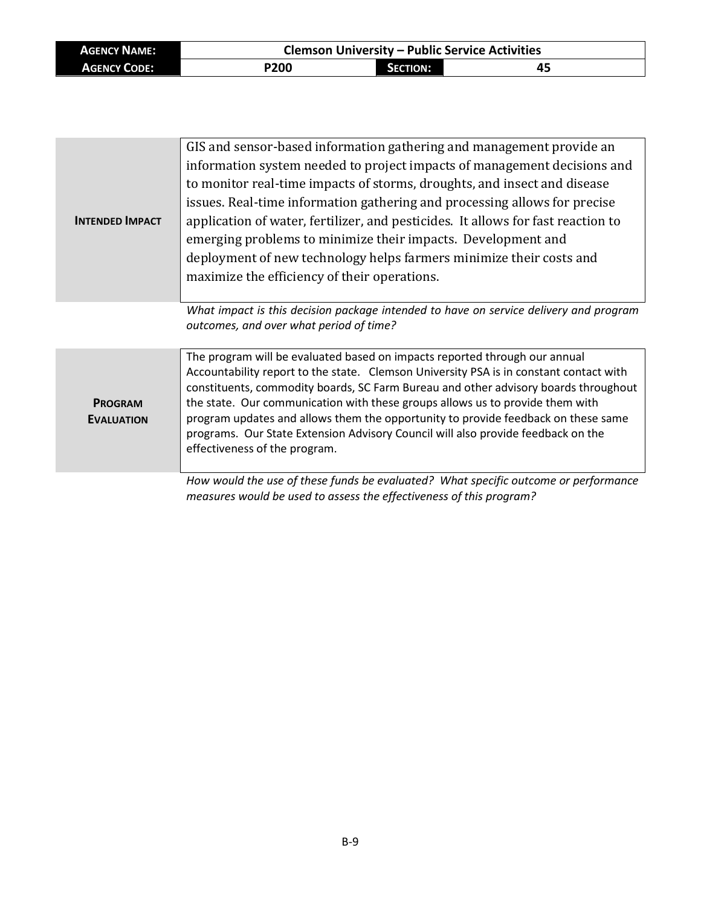| **Agency Name:** | Clemson University – Public Service Activities | | |
| --- | --- | --- | --- |
| **Agency Code:** | P200 | **Section:** | 45 |

| | |
| --- | --- |
| **Intended Impact** | GIS and sensor-based information gathering and management provide an information system needed to project impacts of management decisions and to monitor real-time impacts of storms, droughts, and insect and disease issues. Real-time information gathering and processing allows for precise application of water, fertilizer, and pesticides. It allows for fast reaction to emerging problems to minimize their impacts. Development and deployment of new technology helps farmers minimize their costs and maximize the efficiency of their operations. |

*What impact is this decision package intended to have on service delivery and program outcomes, and over what period of time?*

| | |
| --- | --- |
| **Program Evaluation** | The program will be evaluated based on impacts reported through our annual Accountability report to the state. Clemson University PSA is in constant contact with constituents, commodity boards, SC Farm Bureau and other advisory boards throughout the state. Our communication with these groups allows us to provide them with program updates and allows them the opportunity to provide feedback on these same programs. Our State Extension Advisory Council will also provide feedback on the effectiveness of the program. |

*How would the use of these funds be evaluated? What specific outcome or performance measures would be used to assess the effectiveness of this program?*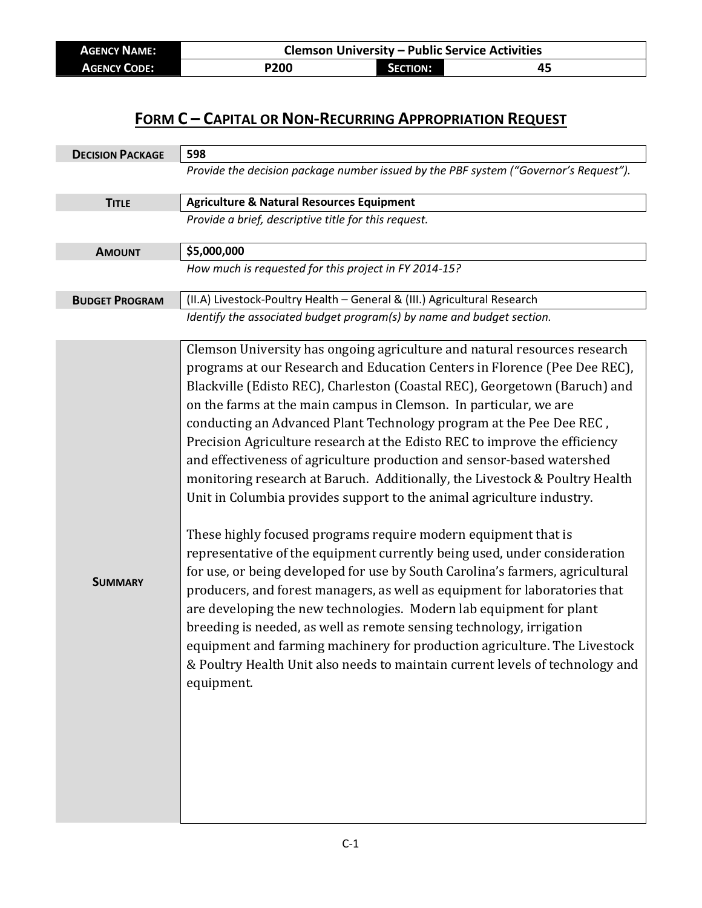| **Agency Name:** | Clemson University – Public Service Activities | | |
|---|---|---|---|
| **Agency Code:** | P200 | **Section:** | 45 |

## Form C – Capital or Non-Recurring Appropriation Request

| | |
|---|---|
| **Decision Package** | 598 |
| | *Provide the decision package number issued by the PBF system ("Governor's Request").* |
| **Title** | **Agriculture & Natural Resources Equipment** |
| | *Provide a brief, descriptive title for this request.* |
| **Amount** | **$5,000,000** |
| | *How much is requested for this project in FY 2014-15?* |
| **Budget Program** | (II.A) Livestock-Poultry Health – General & (III.) Agricultural Research |
| | *Identify the associated budget program(s) by name and budget section.* |
| **Summary** | Clemson University has ongoing agriculture and natural resources research programs at our Research and Education Centers in Florence (Pee Dee REC), Blackville (Edisto REC), Charleston (Coastal REC), Georgetown (Baruch) and on the farms at the main campus in Clemson. In particular, we are conducting an Advanced Plant Technology program at the Pee Dee REC , Precision Agriculture research at the Edisto REC to improve the efficiency and effectiveness of agriculture production and sensor-based watershed monitoring research at Baruch. Additionally, the Livestock & Poultry Health Unit in Columbia provides support to the animal agriculture industry.<br><br>These highly focused programs require modern equipment that is representative of the equipment currently being used, under consideration for use, or being developed for use by South Carolina's farmers, agricultural producers, and forest managers, as well as equipment for laboratories that are developing the new technologies. Modern lab equipment for plant breeding is needed, as well as remote sensing technology, irrigation equipment and farming machinery for production agriculture. The Livestock & Poultry Health Unit also needs to maintain current levels of technology and equipment. |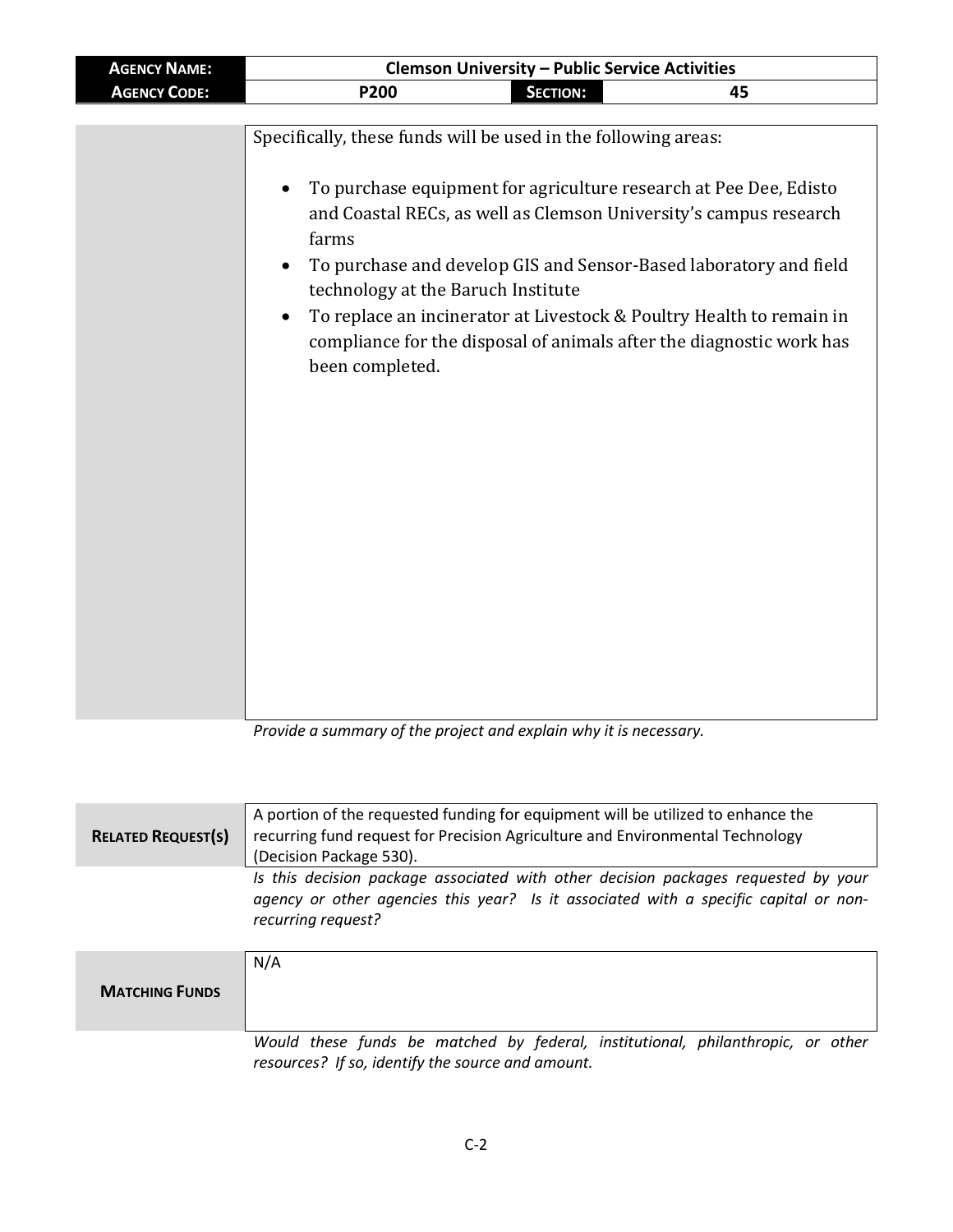| AGENCY NAME: | Clemson University – Public Service Activities | | |
|---|---|---|---|
| AGENCY CODE: | P200 | SECTION: | 45 |

Specifically, these funds will be used in the following areas:

- To purchase equipment for agriculture research at Pee Dee, Edisto and Coastal RECs, as well as Clemson University's campus research farms
- To purchase and develop GIS and Sensor-Based laboratory and field technology at the Baruch Institute
- To replace an incinerator at Livestock & Poultry Health to remain in compliance for the disposal of animals after the diagnostic work has been completed.

*Provide a summary of the project and explain why it is necessary.*

**RELATED REQUEST(S)**

A portion of the requested funding for equipment will be utilized to enhance the recurring fund request for Precision Agriculture and Environmental Technology (Decision Package 530).

*Is this decision package associated with other decision packages requested by your agency or other agencies this year? Is it associated with a specific capital or non-recurring request?*

**MATCHING FUNDS**

N/A

*Would these funds be matched by federal, institutional, philanthropic, or other resources? If so, identify the source and amount.*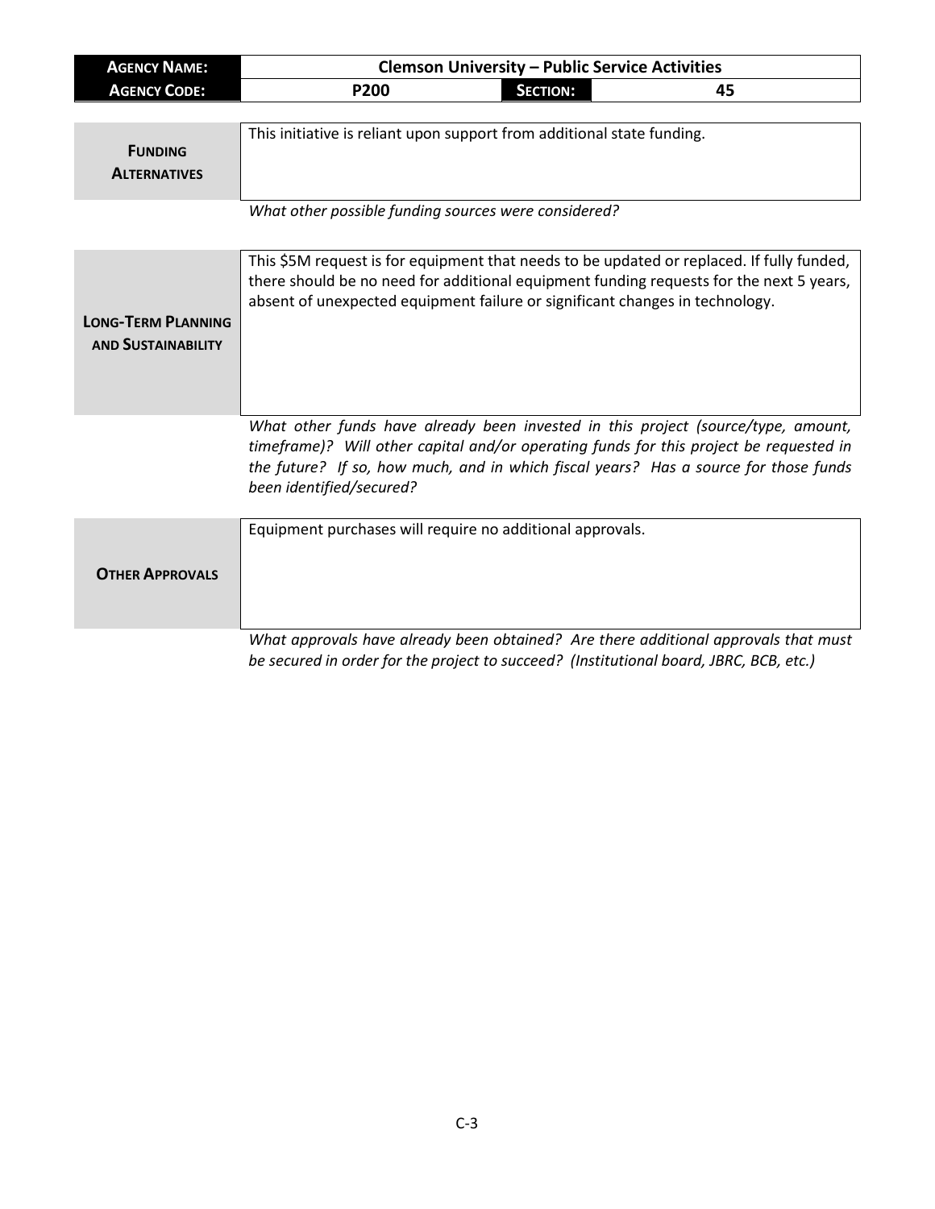| | | | |
|---|---|---|---|
| **AGENCY NAME:** | **Clemson University – Public Service Activities** | | |
| **AGENCY CODE:** | **P200** | **SECTION:** | **45** |

| | |
|---|---|
| **FUNDING ALTERNATIVES** | This initiative is reliant upon support from additional state funding. |

*What other possible funding sources were considered?*

| | |
|---|---|
| **LONG-TERM PLANNING AND SUSTAINABILITY** | This $5M request is for equipment that needs to be updated or replaced. If fully funded, there should be no need for additional equipment funding requests for the next 5 years, absent of unexpected equipment failure or significant changes in technology. |

*What other funds have already been invested in this project (source/type, amount, timeframe)? Will other capital and/or operating funds for this project be requested in the future? If so, how much, and in which fiscal years? Has a source for those funds been identified/secured?*

| | |
|---|---|
| **OTHER APPROVALS** | Equipment purchases will require no additional approvals. |

*What approvals have already been obtained? Are there additional approvals that must be secured in order for the project to succeed? (Institutional board, JBRC, BCB, etc.)*